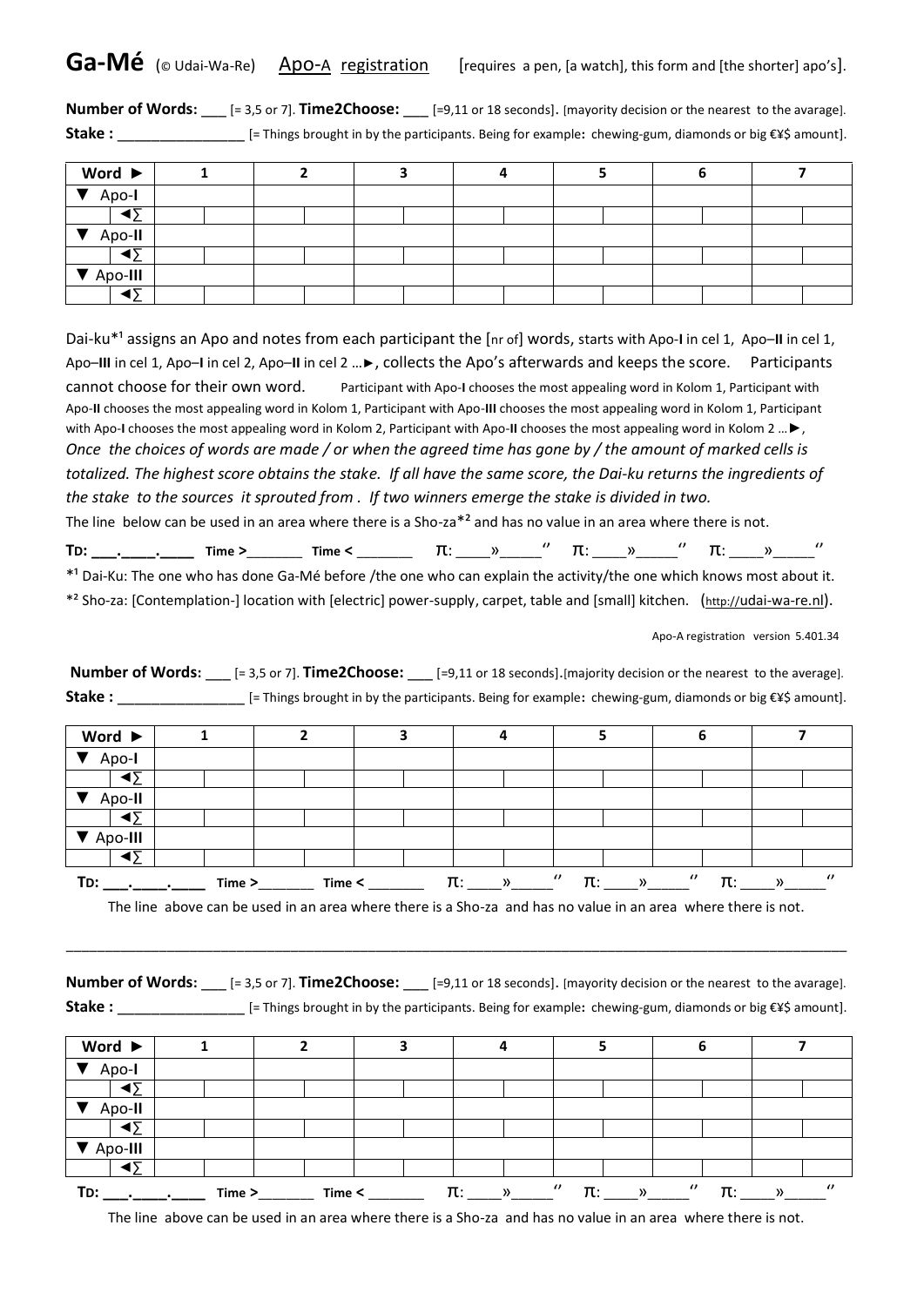# Ga-Mé (© Udai-Wa-Re) Apo-A registration [requires a pen, [a watch], this form and [the shorter] apo's].

**Number of Words:** ___ [= 3,5 or 7]. **Time2Choose:** ___ [=9,11 or 18 seconds]. [mayority decision or the nearest to the avarage].
**Stake :** ________________ [= Things brought in by the participants. Being for example**:** chewing-gum, diamonds or big €¥$ amount].

| Word ► | 1 | | 2 | | 3 | | 4 | | 5 | | 6 | | 7 | |
|---|---|---|---|---|---|---|---|---|---|---|---|---|---|---|
| ▼ Apo-**I** | | | | | | | | | | | | | | |
| ◄∑ | | | | | | | | | | | | | | |
| ▼ Apo-**II** | | | | | | | | | | | | | | |
| ◄∑ | | | | | | | | | | | | | | |
| ▼ Apo-**III** | | | | | | | | | | | | | | |
| ◄∑ | | | | | | | | | | | | | | |

Dai-ku*¹ assigns an Apo and notes from each participant the [nr of] words, starts with Apo-**I** in cel 1, Apo–**II** in cel 1, Apo–**III** in cel 1, Apo–**I** in cel 2, Apo–**II** in cel 2 …►, collects the Apo's afterwards and keeps the score. Participants cannot choose for their own word. Participant with Apo-**I** chooses the most appealing word in Kolom 1, Participant with Apo-**II** chooses the most appealing word in Kolom 1, Participant with Apo-**III** chooses the most appealing word in Kolom 1, Participant with Apo-**I** chooses the most appealing word in Kolom 2, Participant with Apo-**II** chooses the most appealing word in Kolom 2 …►, *Once the choices of words are made / or when the agreed time has gone by / the amount of marked cells is totalized. The highest score obtains the stake. If all have the same score, the Dai-ku returns the ingredients of the stake to the sources it sprouted from . If two winners emerge the stake is divided in two.*

The line below can be used in an area where there is a Sho-za*² and has no value in an area where there is not.

**TD: ___.____.____ Time >_______ Time < _______** π: ____»_____'' π: ____»_____'' π: ____»_____''

*¹ Dai-Ku: The one who has done Ga-Mé before /the one who can explain the activity/the one which knows most about it.
*² Sho-za: [Contemplation-] location with [electric] power-supply, carpet, table and [small] kitchen. (http://udai-wa-re.nl).

Apo-A registration version 5.401.34

**Number of Words:** ___ [= 3,5 or 7]. **Time2Choose:** ___ [=9,11 or 18 seconds].[majority decision or the nearest to the average].
**Stake :** ________________ [= Things brought in by the participants. Being for example**:** chewing-gum, diamonds or big €¥$ amount].

| Word ► | 1 | | 2 | | 3 | | 4 | | 5 | | 6 | | 7 | |
|---|---|---|---|---|---|---|---|---|---|---|---|---|---|---|
| ▼ Apo-**I** | | | | | | | | | | | | | | |
| ◄∑ | | | | | | | | | | | | | | |
| ▼ Apo-**II** | | | | | | | | | | | | | | |
| ◄∑ | | | | | | | | | | | | | | |
| ▼ Apo-**III** | | | | | | | | | | | | | | |
| ◄∑ | | | | | | | | | | | | | | |

**TD: ___.____.____ Time >_______ Time < _______** π: ____»_____'' π: ____»_____'' π: ____»_____''

The line above can be used in an area where there is a Sho-za and has no value in an area where there is not.

---

**Number of Words:** ___ [= 3,5 or 7]. **Time2Choose:** ___ [=9,11 or 18 seconds]. [mayority decision or the nearest to the avarage].
**Stake :** ________________ [= Things brought in by the participants. Being for example**:** chewing-gum, diamonds or big €¥$ amount].

| Word ► | 1 | | 2 | | 3 | | 4 | | 5 | | 6 | | 7 | |
|---|---|---|---|---|---|---|---|---|---|---|---|---|---|---|
| ▼ Apo-**I** | | | | | | | | | | | | | | |
| ◄∑ | | | | | | | | | | | | | | |
| ▼ Apo-**II** | | | | | | | | | | | | | | |
| ◄∑ | | | | | | | | | | | | | | |
| ▼ Apo-**III** | | | | | | | | | | | | | | |
| ◄∑ | | | | | | | | | | | | | | |

**TD: ___.____.____ Time >_______ Time < _______** π: ____»_____'' π: ____»_____'' π: ____»_____''

The line above can be used in an area where there is a Sho-za and has no value in an area where there is not.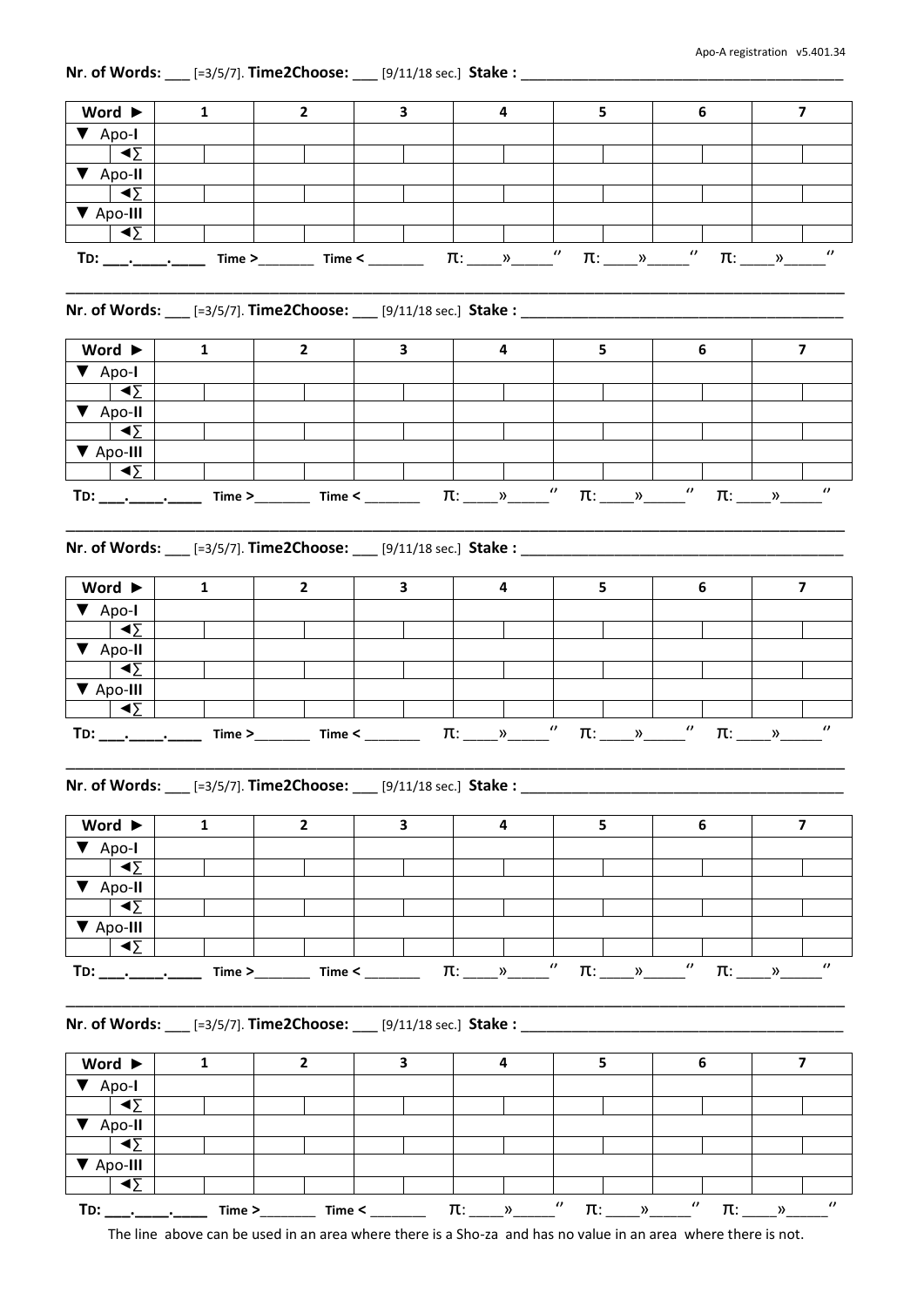**Nr. of Words:** ___ [=3/5/7]. **Time2Choose:** ___ [9/11/18 sec.] **Stake :** ________________________________________

| Word ► | 1 | | 2 | | 3 | | 4 | | 5 | | 6 | | 7 | |
|---|---|---|---|---|---|---|---|---|---|---|---|---|---|---|
| ▼ Apo-**I** | | | | | | | | | | | | | | |
| ◄∑ | | | | | | | | | | | | | | |
| ▼ Apo-**II** | | | | | | | | | | | | | | |
| ◄∑ | | | | | | | | | | | | | | |
| ▼ Apo-**III** | | | | | | | | | | | | | | |
| ◄∑ | | | | | | | | | | | | | | |

**TD: ___.____.____** **Time >**_______ **Time <** _______ π: ____»_____″ π: ____»_____″ π: ____»_____″

---

**Nr. of Words:** ___ [=3/5/7]. **Time2Choose:** ___ [9/11/18 sec.] **Stake :** ________________________________________

| Word ► | 1 | | 2 | | 3 | | 4 | | 5 | | 6 | | 7 | |
|---|---|---|---|---|---|---|---|---|---|---|---|---|---|---|
| ▼ Apo-**I** | | | | | | | | | | | | | | |
| ◄∑ | | | | | | | | | | | | | | |
| ▼ Apo-**II** | | | | | | | | | | | | | | |
| ◄∑ | | | | | | | | | | | | | | |
| ▼ Apo-**III** | | | | | | | | | | | | | | |
| ◄∑ | | | | | | | | | | | | | | |

**TD: ___.____.____** **Time >**_______ **Time <** _______ π: ____»_____″ π: ____»_____″ π: ____»_____″

---

**Nr. of Words:** ___ [=3/5/7]. **Time2Choose:** ___ [9/11/18 sec.] **Stake :** ________________________________________

| Word ► | 1 | | 2 | | 3 | | 4 | | 5 | | 6 | | 7 | |
|---|---|---|---|---|---|---|---|---|---|---|---|---|---|---|
| ▼ Apo-**I** | | | | | | | | | | | | | | |
| ◄∑ | | | | | | | | | | | | | | |
| ▼ Apo-**II** | | | | | | | | | | | | | | |
| ◄∑ | | | | | | | | | | | | | | |
| ▼ Apo-**III** | | | | | | | | | | | | | | |
| ◄∑ | | | | | | | | | | | | | | |

**TD: ___.____.____** **Time >**_______ **Time <** _______ π: ____»_____″ π: ____»_____″ π: ____»_____″

---

**Nr. of Words:** ___ [=3/5/7]. **Time2Choose:** ___ [9/11/18 sec.] **Stake :** ________________________________________

| Word ► | 1 | | 2 | | 3 | | 4 | | 5 | | 6 | | 7 | |
|---|---|---|---|---|---|---|---|---|---|---|---|---|---|---|
| ▼ Apo-**I** | | | | | | | | | | | | | | |
| ◄∑ | | | | | | | | | | | | | | |
| ▼ Apo-**II** | | | | | | | | | | | | | | |
| ◄∑ | | | | | | | | | | | | | | |
| ▼ Apo-**III** | | | | | | | | | | | | | | |
| ◄∑ | | | | | | | | | | | | | | |

**TD: ___.____.____** **Time >**_______ **Time <** _______ π: ____»_____″ π: ____»_____″ π: ____»_____″

---

**Nr. of Words:** ___ [=3/5/7]. **Time2Choose:** ___ [9/11/18 sec.] **Stake :** ________________________________________

| Word ► | 1 | | 2 | | 3 | | 4 | | 5 | | 6 | | 7 | |
|---|---|---|---|---|---|---|---|---|---|---|---|---|---|---|
| ▼ Apo-**I** | | | | | | | | | | | | | | |
| ◄∑ | | | | | | | | | | | | | | |
| ▼ Apo-**II** | | | | | | | | | | | | | | |
| ◄∑ | | | | | | | | | | | | | | |
| ▼ Apo-**III** | | | | | | | | | | | | | | |
| ◄∑ | | | | | | | | | | | | | | |

**TD: ___.____.____** **Time >**_______ **Time <** _______ π: ____»_____″ π: ____»_____″ π: ____»_____″

The line above can be used in an area where there is a Sho-za and has no value in an area where there is not.